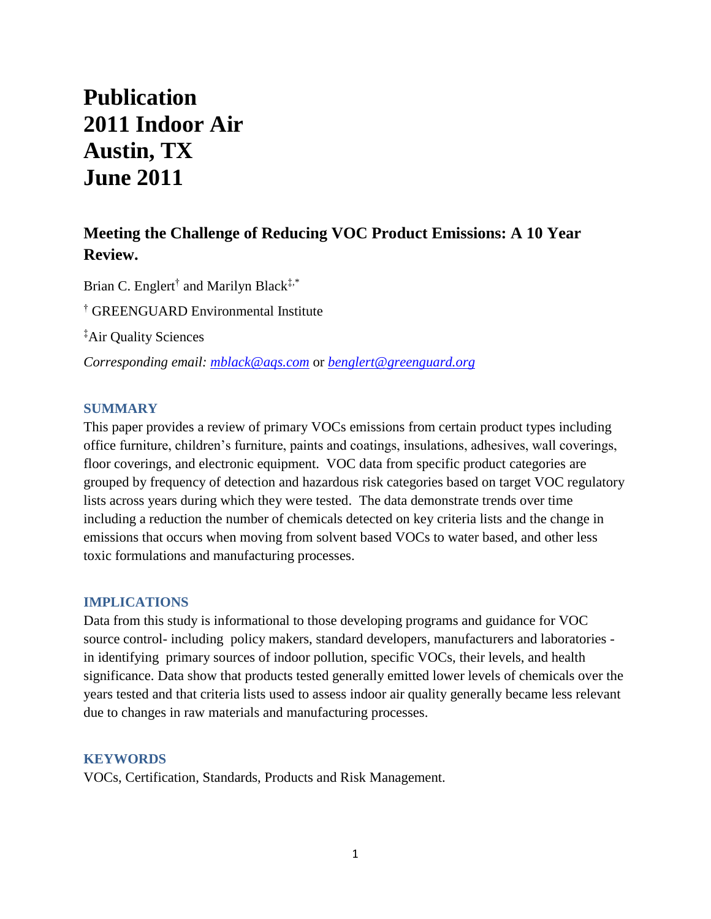# Publication
# 2011 Indoor Air
# Austin, TX
# June 2011

## Meeting the Challenge of Reducing VOC Product Emissions: A 10 Year Review.

Brian C. Englert[†] and Marilyn Black[‡,*]

[†] GREENGUARD Environmental Institute

[‡]Air Quality Sciences

*Corresponding email: mblack@aqs.com or benglert@greenguard.org*

### SUMMARY

This paper provides a review of primary VOCs emissions from certain product types including office furniture, children's furniture, paints and coatings, insulations, adhesives, wall coverings, floor coverings, and electronic equipment. VOC data from specific product categories are grouped by frequency of detection and hazardous risk categories based on target VOC regulatory lists across years during which they were tested. The data demonstrate trends over time including a reduction the number of chemicals detected on key criteria lists and the change in emissions that occurs when moving from solvent based VOCs to water based, and other less toxic formulations and manufacturing processes.

### IMPLICATIONS

Data from this study is informational to those developing programs and guidance for VOC source control- including policy makers, standard developers, manufacturers and laboratories - in identifying primary sources of indoor pollution, specific VOCs, their levels, and health significance. Data show that products tested generally emitted lower levels of chemicals over the years tested and that criteria lists used to assess indoor air quality generally became less relevant due to changes in raw materials and manufacturing processes.

### KEYWORDS

VOCs, Certification, Standards, Products and Risk Management.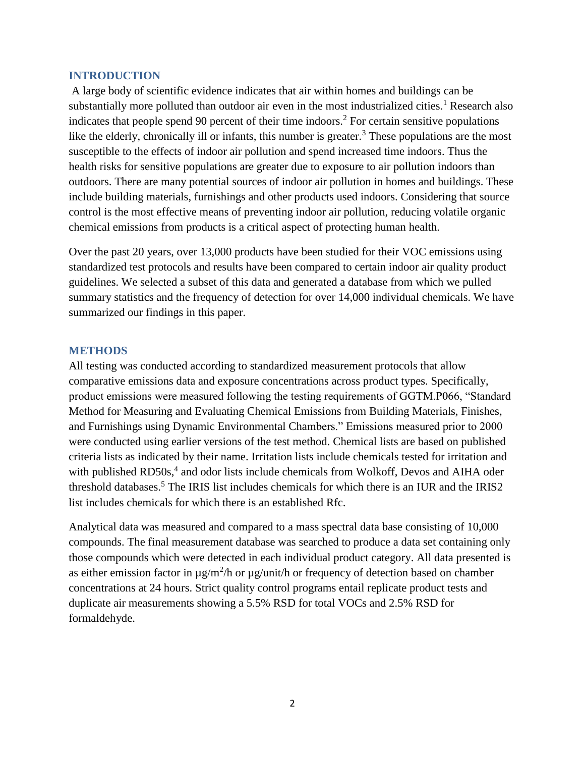## INTRODUCTION

A large body of scientific evidence indicates that air within homes and buildings can be substantially more polluted than outdoor air even in the most industrialized cities.[1] Research also indicates that people spend 90 percent of their time indoors.[2] For certain sensitive populations like the elderly, chronically ill or infants, this number is greater.[3] These populations are the most susceptible to the effects of indoor air pollution and spend increased time indoors. Thus the health risks for sensitive populations are greater due to exposure to air pollution indoors than outdoors. There are many potential sources of indoor air pollution in homes and buildings. These include building materials, furnishings and other products used indoors. Considering that source control is the most effective means of preventing indoor air pollution, reducing volatile organic chemical emissions from products is a critical aspect of protecting human health.

Over the past 20 years, over 13,000 products have been studied for their VOC emissions using standardized test protocols and results have been compared to certain indoor air quality product guidelines. We selected a subset of this data and generated a database from which we pulled summary statistics and the frequency of detection for over 14,000 individual chemicals. We have summarized our findings in this paper.

## METHODS

All testing was conducted according to standardized measurement protocols that allow comparative emissions data and exposure concentrations across product types. Specifically, product emissions were measured following the testing requirements of GGTM.P066, "Standard Method for Measuring and Evaluating Chemical Emissions from Building Materials, Finishes, and Furnishings using Dynamic Environmental Chambers." Emissions measured prior to 2000 were conducted using earlier versions of the test method. Chemical lists are based on published criteria lists as indicated by their name. Irritation lists include chemicals tested for irritation and with published RD50s,[4] and odor lists include chemicals from Wolkoff, Devos and AIHA oder threshold databases.[5] The IRIS list includes chemicals for which there is an IUR and the IRIS2 list includes chemicals for which there is an established Rfc.

Analytical data was measured and compared to a mass spectral data base consisting of 10,000 compounds. The final measurement database was searched to produce a data set containing only those compounds which were detected in each individual product category. All data presented is as either emission factor in $\mu g/m^2/h$ or $\mu g/unit/h$ or frequency of detection based on chamber concentrations at 24 hours. Strict quality control programs entail replicate product tests and duplicate air measurements showing a 5.5% RSD for total VOCs and 2.5% RSD for formaldehyde.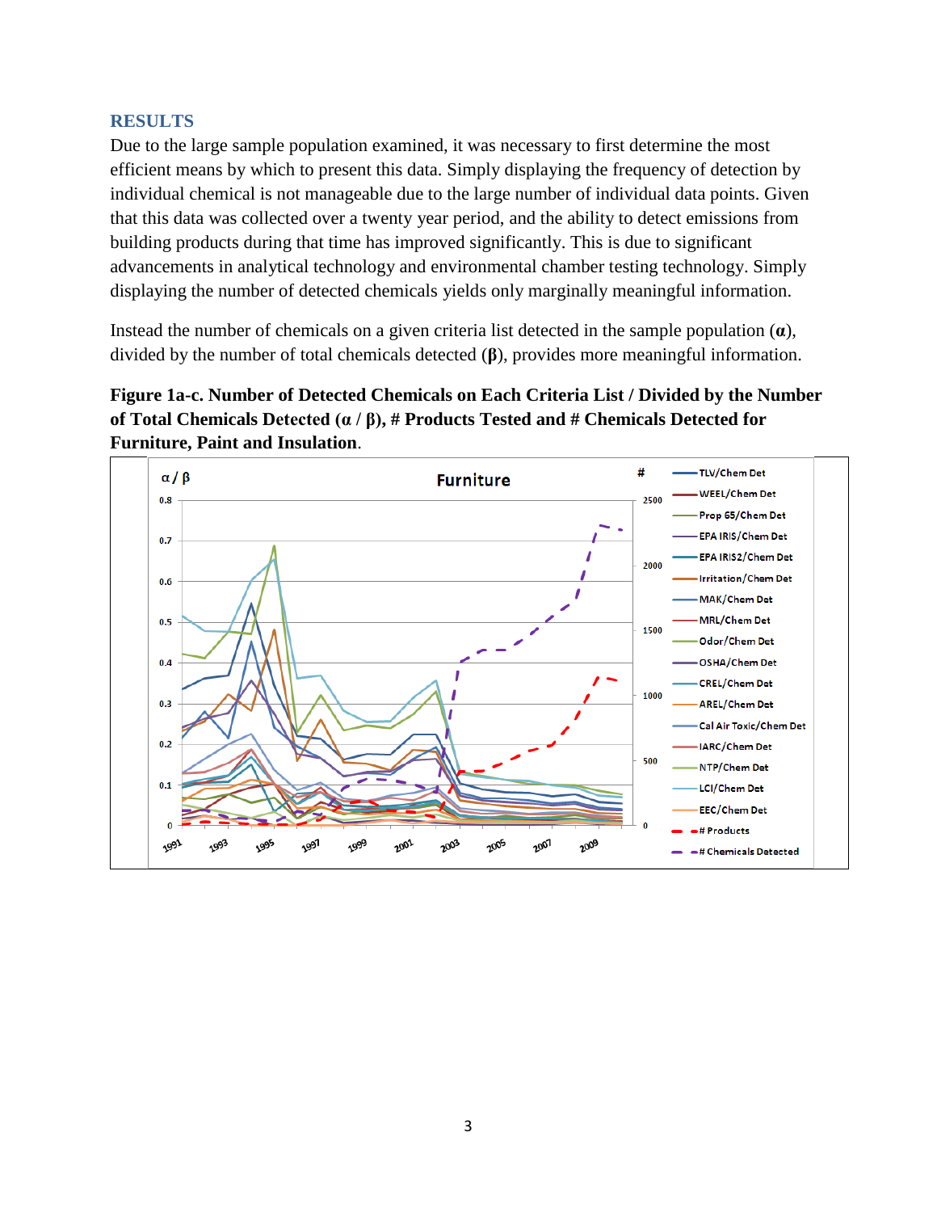## RESULTS

Due to the large sample population examined, it was necessary to first determine the most efficient means by which to present this data. Simply displaying the frequency of detection by individual chemical is not manageable due to the large number of individual data points. Given that this data was collected over a twenty year period, and the ability to detect emissions from building products during that time has improved significantly. This is due to significant advancements in analytical technology and environmental chamber testing technology. Simply displaying the number of detected chemicals yields only marginally meaningful information.

Instead the number of chemicals on a given criteria list detected in the sample population (**α**), divided by the number of total chemicals detected (**β**), provides more meaningful information.

**Figure 1a-c. Number of Detected Chemicals on Each Criteria List / Divided by the Number of Total Chemicals Detected (α / β), # Products Tested and # Chemicals Detected for Furniture, Paint and Insulation**.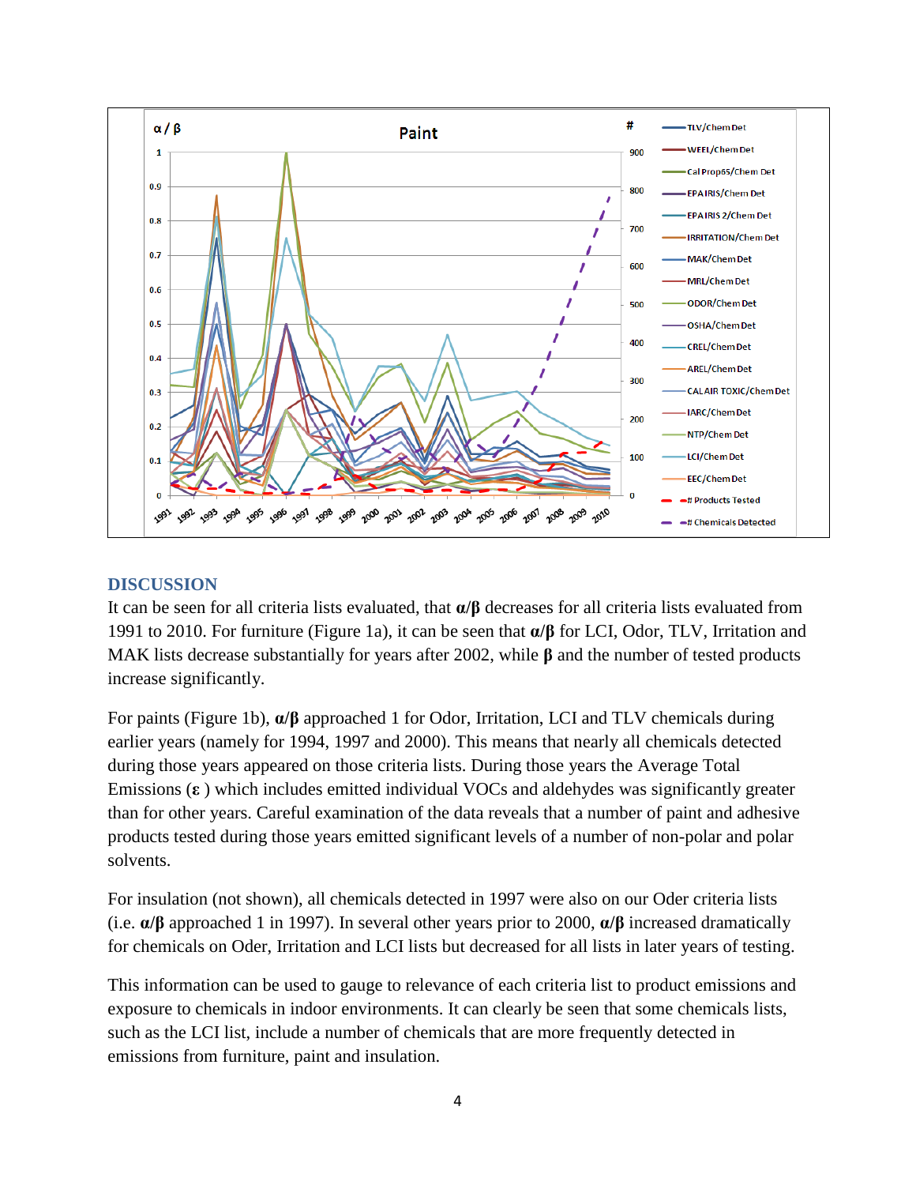## DISCUSSION

It can be seen for all criteria lists evaluated, that **α/β** decreases for all criteria lists evaluated from 1991 to 2010. For furniture (Figure 1a), it can be seen that **α/β** for LCI, Odor, TLV, Irritation and MAK lists decrease substantially for years after 2002, while **β** and the number of tested products increase significantly.

For paints (Figure 1b), **α/β** approached 1 for Odor, Irritation, LCI and TLV chemicals during earlier years (namely for 1994, 1997 and 2000). This means that nearly all chemicals detected during those years appeared on those criteria lists. During those years the Average Total Emissions (**ε** ) which includes emitted individual VOCs and aldehydes was significantly greater than for other years. Careful examination of the data reveals that a number of paint and adhesive products tested during those years emitted significant levels of a number of non-polar and polar solvents.

For insulation (not shown), all chemicals detected in 1997 were also on our Oder criteria lists (i.e. **α/β** approached 1 in 1997). In several other years prior to 2000, **α/β** increased dramatically for chemicals on Oder, Irritation and LCI lists but decreased for all lists in later years of testing.

This information can be used to gauge to relevance of each criteria list to product emissions and exposure to chemicals in indoor environments. It can clearly be seen that some chemicals lists, such as the LCI list, include a number of chemicals that are more frequently detected in emissions from furniture, paint and insulation.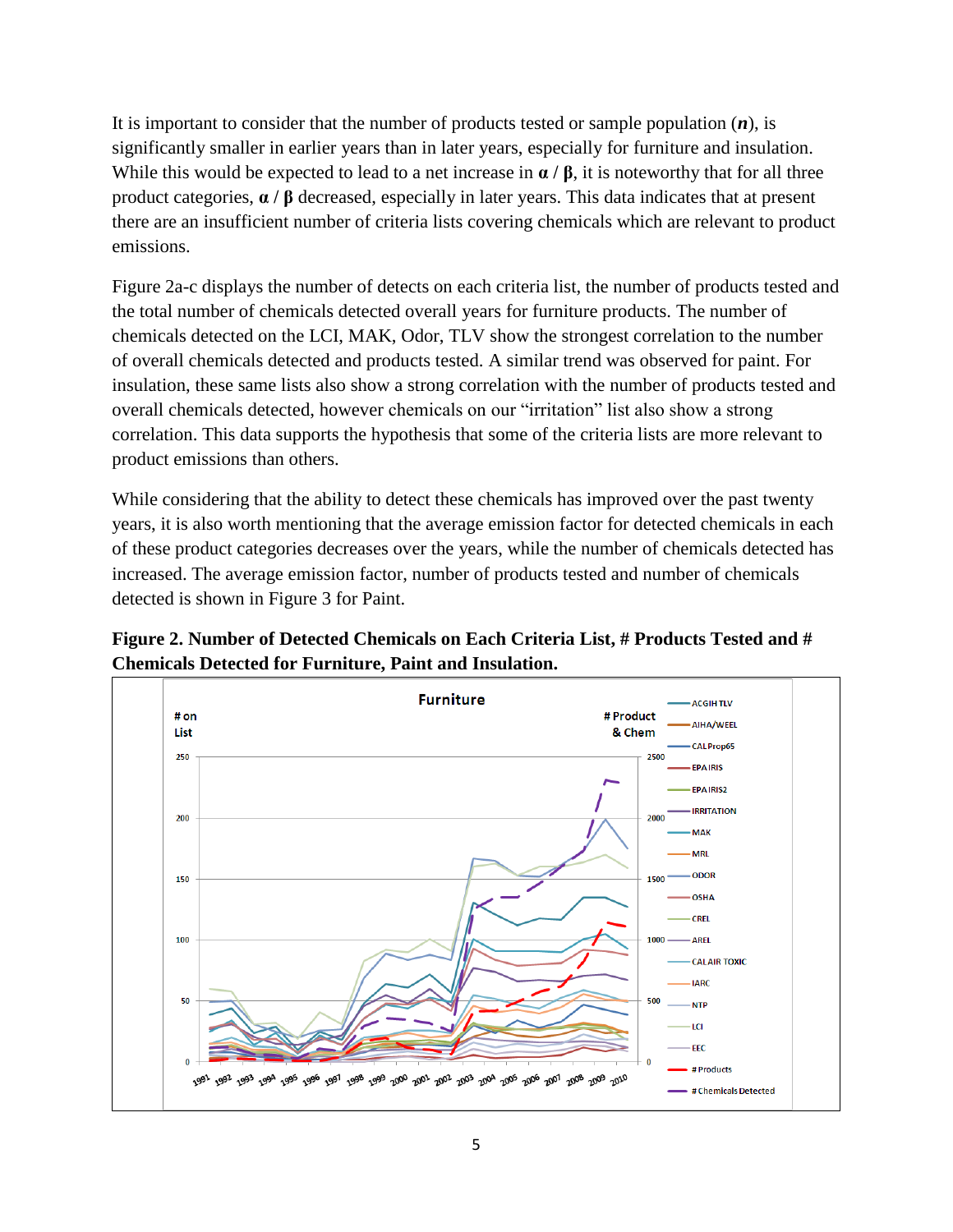It is important to consider that the number of products tested or sample population (***n***), is significantly smaller in earlier years than in later years, especially for furniture and insulation. While this would be expected to lead to a net increase in **α / β**, it is noteworthy that for all three product categories, **α / β** decreased, especially in later years. This data indicates that at present there are an insufficient number of criteria lists covering chemicals which are relevant to product emissions.

Figure 2a-c displays the number of detects on each criteria list, the number of products tested and the total number of chemicals detected overall years for furniture products. The number of chemicals detected on the LCI, MAK, Odor, TLV show the strongest correlation to the number of overall chemicals detected and products tested. A similar trend was observed for paint. For insulation, these same lists also show a strong correlation with the number of products tested and overall chemicals detected, however chemicals on our "irritation" list also show a strong correlation. This data supports the hypothesis that some of the criteria lists are more relevant to product emissions than others.

While considering that the ability to detect these chemicals has improved over the past twenty years, it is also worth mentioning that the average emission factor for detected chemicals in each of these product categories decreases over the years, while the number of chemicals detected has increased. The average emission factor, number of products tested and number of chemicals detected is shown in Figure 3 for Paint.

**Figure 2. Number of Detected Chemicals on Each Criteria List, # Products Tested and # Chemicals Detected for Furniture, Paint and Insulation.**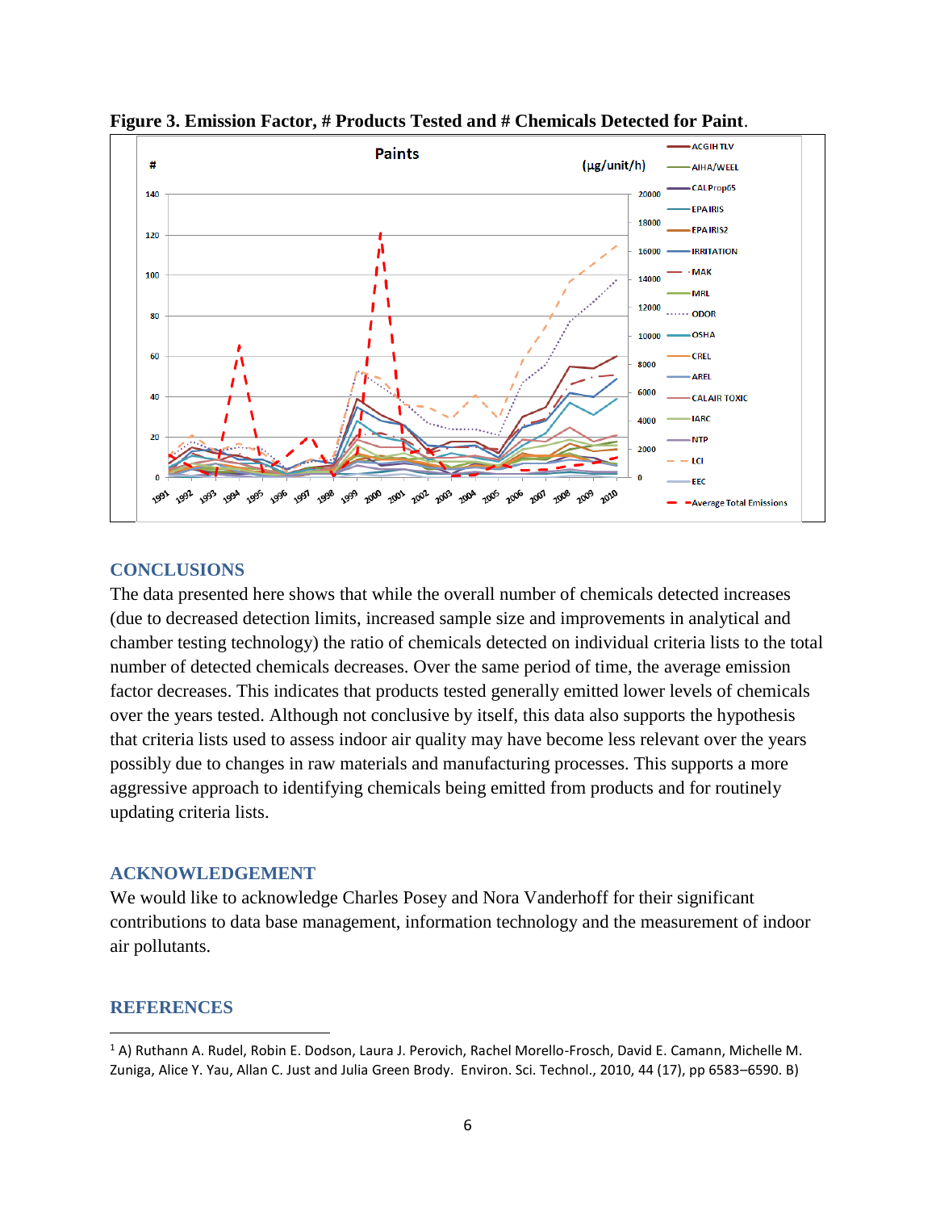**Figure 3. Emission Factor, # Products Tested and # Chemicals Detected for Paint**.

## CONCLUSIONS

The data presented here shows that while the overall number of chemicals detected increases (due to decreased detection limits, increased sample size and improvements in analytical and chamber testing technology) the ratio of chemicals detected on individual criteria lists to the total number of detected chemicals decreases. Over the same period of time, the average emission factor decreases. This indicates that products tested generally emitted lower levels of chemicals over the years tested. Although not conclusive by itself, this data also supports the hypothesis that criteria lists used to assess indoor air quality may have become less relevant over the years possibly due to changes in raw materials and manufacturing processes. This supports a more aggressive approach to identifying chemicals being emitted from products and for routinely updating criteria lists.

## ACKNOWLEDGEMENT

We would like to acknowledge Charles Posey and Nora Vanderhoff for their significant contributions to data base management, information technology and the measurement of indoor air pollutants.

## REFERENCES

[1] A) Ruthann A. Rudel, Robin E. Dodson, Laura J. Perovich, Rachel Morello-Frosch, David E. Camann, Michelle M. Zuniga, Alice Y. Yau, Allan C. Just and Julia Green Brody. Environ. Sci. Technol., 2010, 44 (17), pp 6583–6590. B)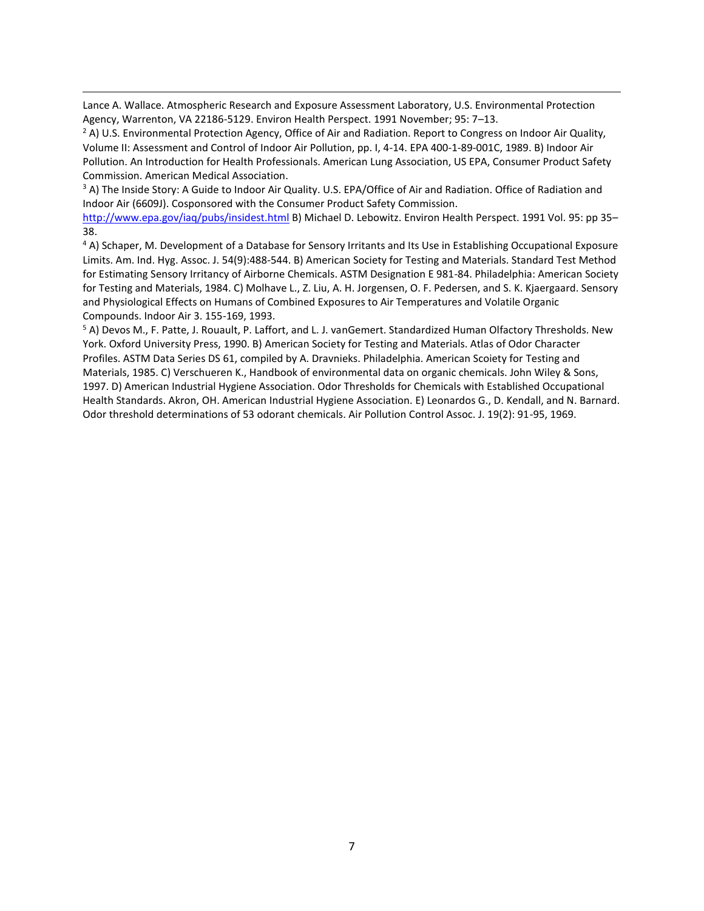Lance A. Wallace. Atmospheric Research and Exposure Assessment Laboratory, U.S. Environmental Protection Agency, Warrenton, VA 22186-5129. Environ Health Perspect. 1991 November; 95: 7–13.

[2] A) U.S. Environmental Protection Agency, Office of Air and Radiation. Report to Congress on Indoor Air Quality, Volume II: Assessment and Control of Indoor Air Pollution, pp. I, 4-14. EPA 400-1-89-001C, 1989. B) Indoor Air Pollution. An Introduction for Health Professionals. American Lung Association, US EPA, Consumer Product Safety Commission. American Medical Association.

[3] A) The Inside Story: A Guide to Indoor Air Quality. U.S. EPA/Office of Air and Radiation. Office of Radiation and Indoor Air (6609J). Cosponsored with the Consumer Product Safety Commission. http://www.epa.gov/iaq/pubs/insidest.html B) Michael D. Lebowitz. Environ Health Perspect. 1991 Vol. 95: pp 35–38.

[4] A) Schaper, M. Development of a Database for Sensory Irritants and Its Use in Establishing Occupational Exposure Limits. Am. Ind. Hyg. Assoc. J. 54(9):488-544. B) American Society for Testing and Materials. Standard Test Method for Estimating Sensory Irritancy of Airborne Chemicals. ASTM Designation E 981-84. Philadelphia: American Society for Testing and Materials, 1984. C) Molhave L., Z. Liu, A. H. Jorgensen, O. F. Pedersen, and S. K. Kjaergaard. Sensory and Physiological Effects on Humans of Combined Exposures to Air Temperatures and Volatile Organic Compounds. Indoor Air 3. 155-169, 1993.

[5] A) Devos M., F. Patte, J. Rouault, P. Laffort, and L. J. vanGemert. Standardized Human Olfactory Thresholds. New York. Oxford University Press, 1990. B) American Society for Testing and Materials. Atlas of Odor Character Profiles. ASTM Data Series DS 61, compiled by A. Dravnieks. Philadelphia. American Scoiety for Testing and Materials, 1985. C) Verschueren K., Handbook of environmental data on organic chemicals. John Wiley & Sons, 1997. D) American Industrial Hygiene Association. Odor Thresholds for Chemicals with Established Occupational Health Standards. Akron, OH. American Industrial Hygiene Association. E) Leonardos G., D. Kendall, and N. Barnard. Odor threshold determinations of 53 odorant chemicals. Air Pollution Control Assoc. J. 19(2): 91-95, 1969.